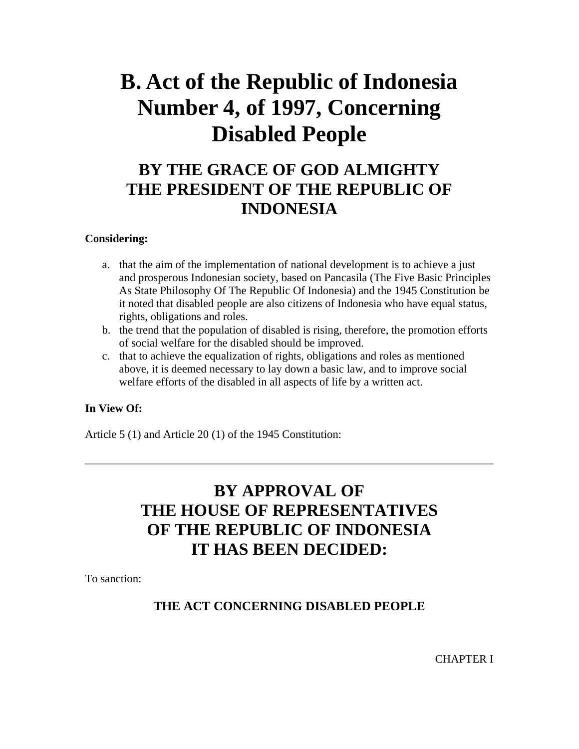# B. Act of the Republic of Indonesia Number 4, of 1997, Concerning Disabled People

## BY THE GRACE OF GOD ALMIGHTY THE PRESIDENT OF THE REPUBLIC OF INDONESIA

**Considering:**

a. that the aim of the implementation of national development is to achieve a just and prosperous Indonesian society, based on Pancasila (The Five Basic Principles As State Philosophy Of The Republic Of Indonesia) and the 1945 Constitution be it noted that disabled people are also citizens of Indonesia who have equal status, rights, obligations and roles.
b. the trend that the population of disabled is rising, therefore, the promotion efforts of social welfare for the disabled should be improved.
c. that to achieve the equalization of rights, obligations and roles as mentioned above, it is deemed necessary to lay down a basic law, and to improve social welfare efforts of the disabled in all aspects of life by a written act.

**In View Of:**

Article 5 (1) and Article 20 (1) of the 1945 Constitution:

---

## BY APPROVAL OF THE HOUSE OF REPRESENTATIVES OF THE REPUBLIC OF INDONESIA IT HAS BEEN DECIDED:

To sanction:

**THE ACT CONCERNING DISABLED PEOPLE**

CHAPTER I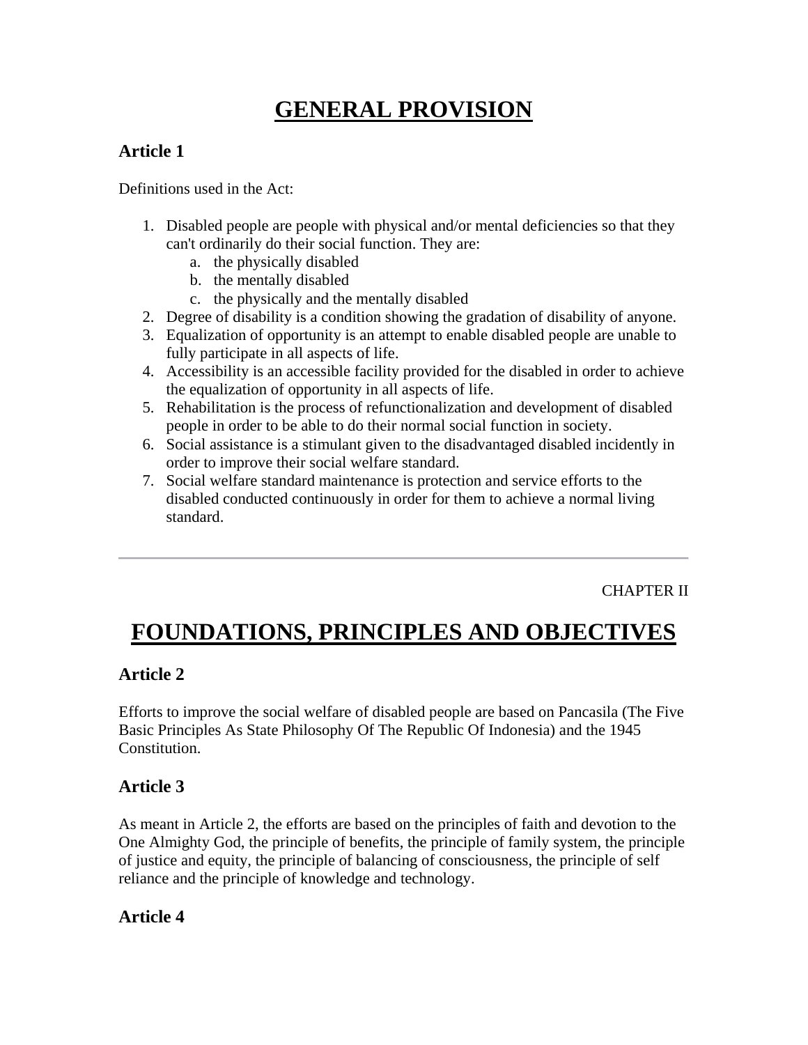# GENERAL PROVISION

### Article 1

Definitions used in the Act:

1. Disabled people are people with physical and/or mental deficiencies so that they can't ordinarily do their social function. They are:
   a. the physically disabled
   b. the mentally disabled
   c. the physically and the mentally disabled
2. Degree of disability is a condition showing the gradation of disability of anyone.
3. Equalization of opportunity is an attempt to enable disabled people are unable to fully participate in all aspects of life.
4. Accessibility is an accessible facility provided for the disabled in order to achieve the equalization of opportunity in all aspects of life.
5. Rehabilitation is the process of refunctionalization and development of disabled people in order to be able to do their normal social function in society.
6. Social assistance is a stimulant given to the disadvantaged disabled incidently in order to improve their social welfare standard.
7. Social welfare standard maintenance is protection and service efforts to the disabled conducted continuously in order for them to achieve a normal living standard.

---

CHAPTER II

# FOUNDATIONS, PRINCIPLES AND OBJECTIVES

### Article 2

Efforts to improve the social welfare of disabled people are based on Pancasila (The Five Basic Principles As State Philosophy Of The Republic Of Indonesia) and the 1945 Constitution.

### Article 3

As meant in Article 2, the efforts are based on the principles of faith and devotion to the One Almighty God, the principle of benefits, the principle of family system, the principle of justice and equity, the principle of balancing of consciousness, the principle of self reliance and the principle of knowledge and technology.

### Article 4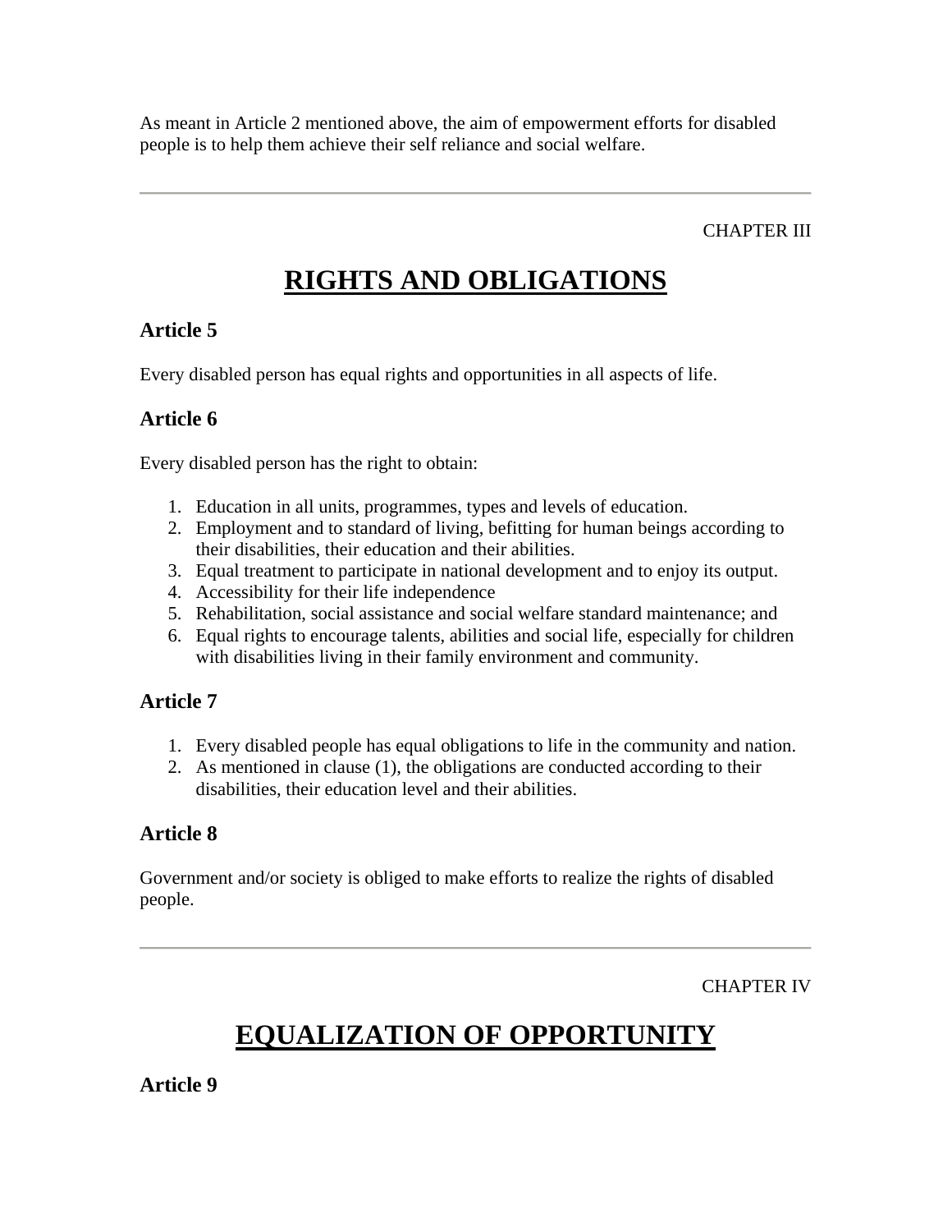As meant in Article 2 mentioned above, the aim of empowerment efforts for disabled people is to help them achieve their self reliance and social welfare.

---

CHAPTER III

# RIGHTS AND OBLIGATIONS

### Article 5

Every disabled person has equal rights and opportunities in all aspects of life.

### Article 6

Every disabled person has the right to obtain:

1. Education in all units, programmes, types and levels of education.
2. Employment and to standard of living, befitting for human beings according to their disabilities, their education and their abilities.
3. Equal treatment to participate in national development and to enjoy its output.
4. Accessibility for their life independence
5. Rehabilitation, social assistance and social welfare standard maintenance; and
6. Equal rights to encourage talents, abilities and social life, especially for children with disabilities living in their family environment and community.

### Article 7

1. Every disabled people has equal obligations to life in the community and nation.
2. As mentioned in clause (1), the obligations are conducted according to their disabilities, their education level and their abilities.

### Article 8

Government and/or society is obliged to make efforts to realize the rights of disabled people.

---

CHAPTER IV

# EQUALIZATION OF OPPORTUNITY

### Article 9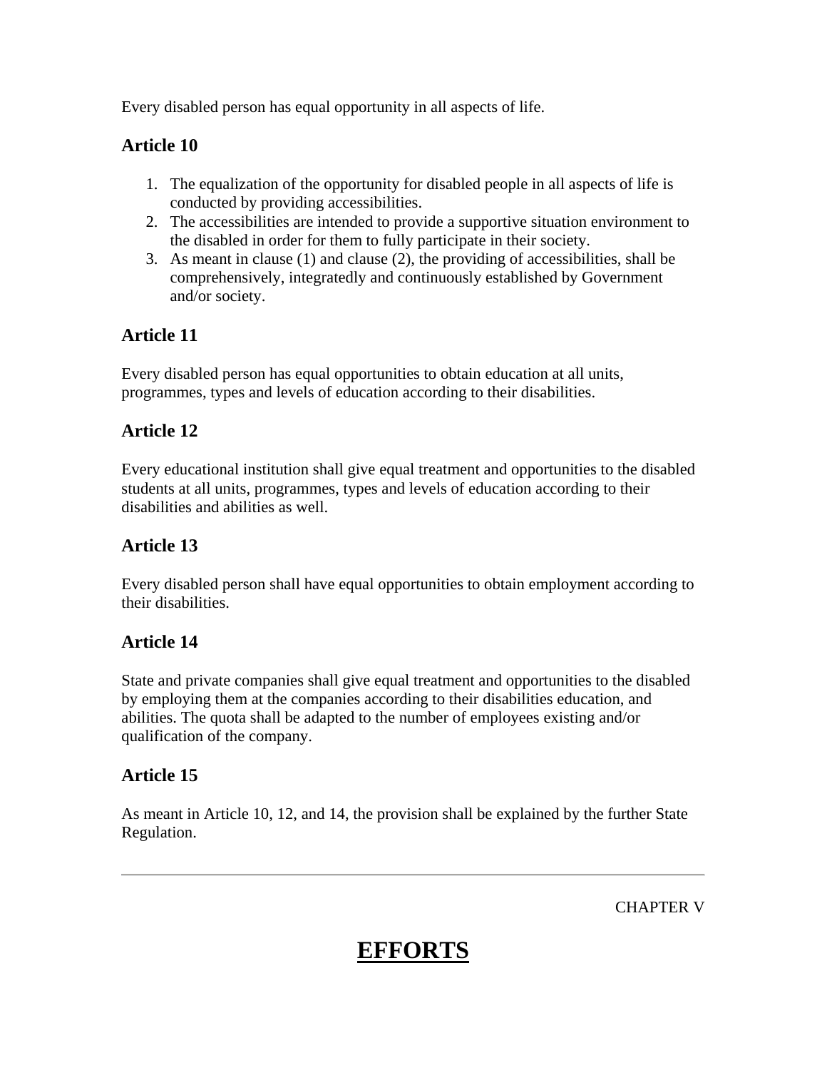Every disabled person has equal opportunity in all aspects of life.

### Article 10

1. The equalization of the opportunity for disabled people in all aspects of life is conducted by providing accessibilities.
2. The accessibilities are intended to provide a supportive situation environment to the disabled in order for them to fully participate in their society.
3. As meant in clause (1) and clause (2), the providing of accessibilities, shall be comprehensively, integratedly and continuously established by Government and/or society.

### Article 11

Every disabled person has equal opportunities to obtain education at all units, programmes, types and levels of education according to their disabilities.

### Article 12

Every educational institution shall give equal treatment and opportunities to the disabled students at all units, programmes, types and levels of education according to their disabilities and abilities as well.

### Article 13

Every disabled person shall have equal opportunities to obtain employment according to their disabilities.

### Article 14

State and private companies shall give equal treatment and opportunities to the disabled by employing them at the companies according to their disabilities education, and abilities. The quota shall be adapted to the number of employees existing and/or qualification of the company.

### Article 15

As meant in Article 10, 12, and 14, the provision shall be explained by the further State Regulation.

---

CHAPTER V

# EFFORTS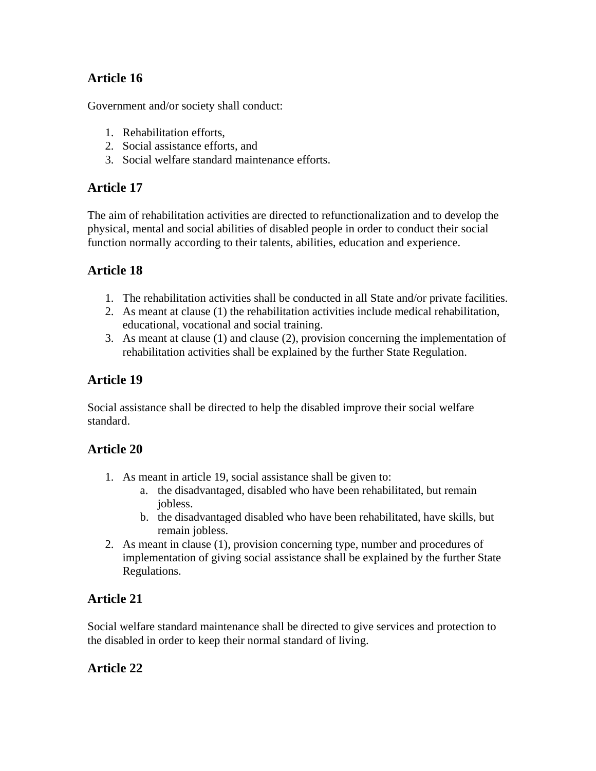## Article 16

Government and/or society shall conduct:

1. Rehabilitation efforts,
2. Social assistance efforts, and
3. Social welfare standard maintenance efforts.

## Article 17

The aim of rehabilitation activities are directed to refunctionalization and to develop the physical, mental and social abilities of disabled people in order to conduct their social function normally according to their talents, abilities, education and experience.

## Article 18

1. The rehabilitation activities shall be conducted in all State and/or private facilities.
2. As meant at clause (1) the rehabilitation activities include medical rehabilitation, educational, vocational and social training.
3. As meant at clause (1) and clause (2), provision concerning the implementation of rehabilitation activities shall be explained by the further State Regulation.

## Article 19

Social assistance shall be directed to help the disabled improve their social welfare standard.

## Article 20

1. As meant in article 19, social assistance shall be given to:
   a. the disadvantaged, disabled who have been rehabilitated, but remain jobless.
   b. the disadvantaged disabled who have been rehabilitated, have skills, but remain jobless.
2. As meant in clause (1), provision concerning type, number and procedures of implementation of giving social assistance shall be explained by the further State Regulations.

## Article 21

Social welfare standard maintenance shall be directed to give services and protection to the disabled in order to keep their normal standard of living.

## Article 22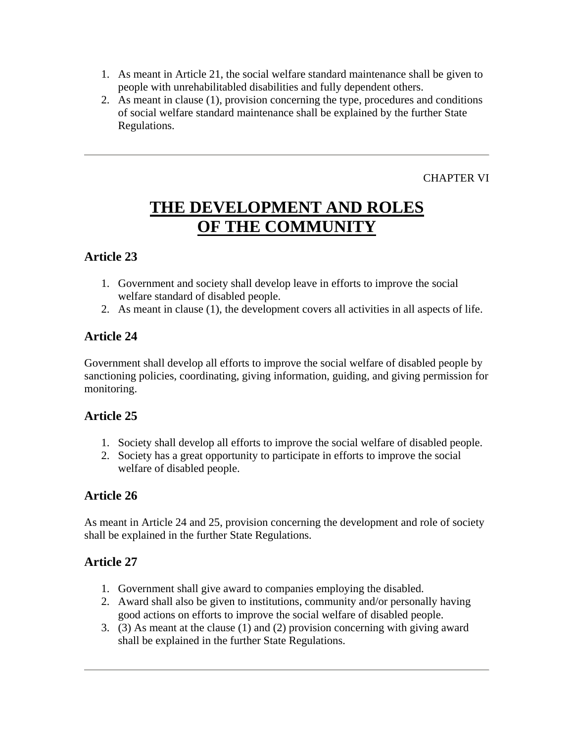1. As meant in Article 21, the social welfare standard maintenance shall be given to people with unrehabilitabled disabilities and fully dependent others.
2. As meant in clause (1), provision concerning the type, procedures and conditions of social welfare standard maintenance shall be explained by the further State Regulations.

---

CHAPTER VI

# THE DEVELOPMENT AND ROLES OF THE COMMUNITY

### Article 23

1. Government and society shall develop leave in efforts to improve the social welfare standard of disabled people.
2. As meant in clause (1), the development covers all activities in all aspects of life.

### Article 24

Government shall develop all efforts to improve the social welfare of disabled people by sanctioning policies, coordinating, giving information, guiding, and giving permission for monitoring.

### Article 25

1. Society shall develop all efforts to improve the social welfare of disabled people.
2. Society has a great opportunity to participate in efforts to improve the social welfare of disabled people.

### Article 26

As meant in Article 24 and 25, provision concerning the development and role of society shall be explained in the further State Regulations.

### Article 27

1. Government shall give award to companies employing the disabled.
2. Award shall also be given to institutions, community and/or personally having good actions on efforts to improve the social welfare of disabled people.
3. (3) As meant at the clause (1) and (2) provision concerning with giving award shall be explained in the further State Regulations.

---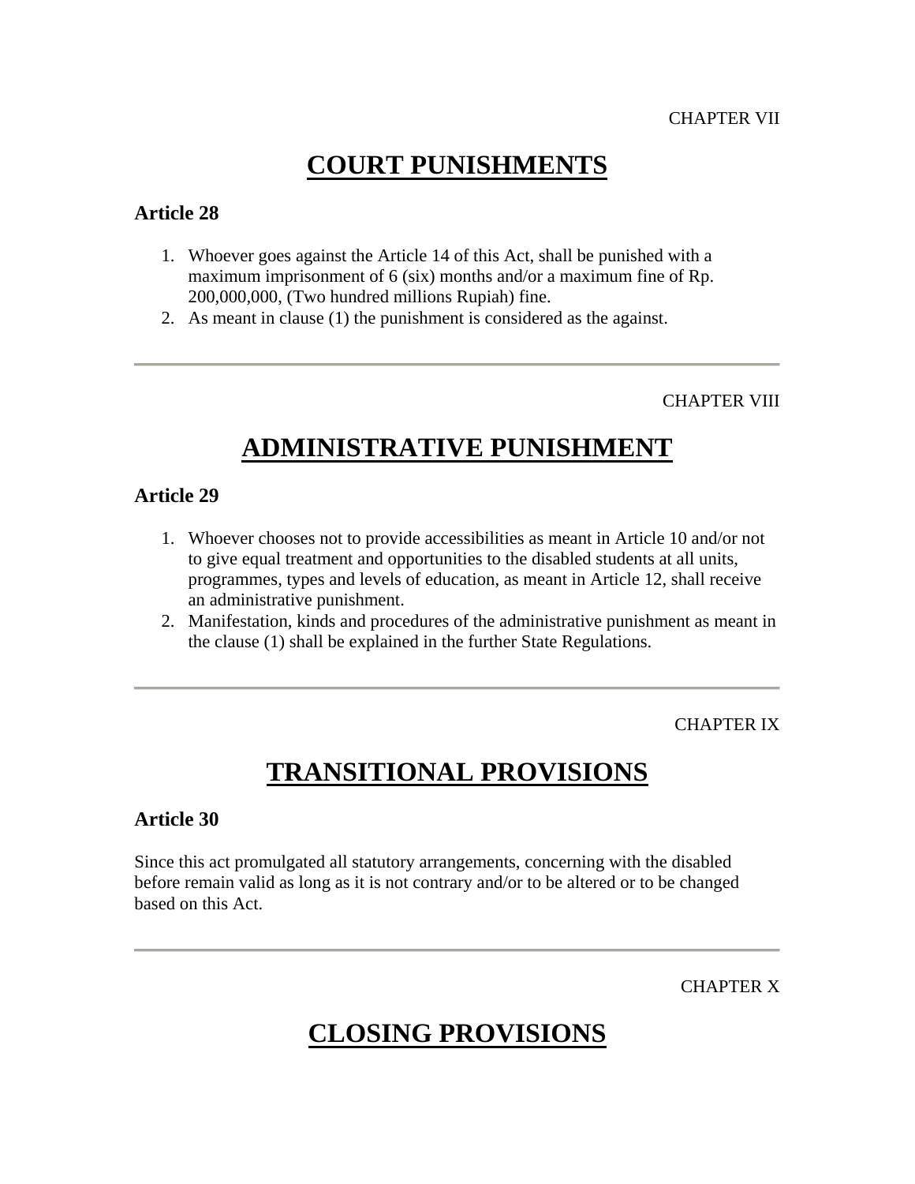CHAPTER VII

# COURT PUNISHMENTS

### Article 28

1. Whoever goes against the Article 14 of this Act, shall be punished with a maximum imprisonment of 6 (six) months and/or a maximum fine of Rp. 200,000,000, (Two hundred millions Rupiah) fine.
2. As meant in clause (1) the punishment is considered as the against.

---

CHAPTER VIII

# ADMINISTRATIVE PUNISHMENT

### Article 29

1. Whoever chooses not to provide accessibilities as meant in Article 10 and/or not to give equal treatment and opportunities to the disabled students at all units, programmes, types and levels of education, as meant in Article 12, shall receive an administrative punishment.
2. Manifestation, kinds and procedures of the administrative punishment as meant in the clause (1) shall be explained in the further State Regulations.

---

CHAPTER IX

# TRANSITIONAL PROVISIONS

### Article 30

Since this act promulgated all statutory arrangements, concerning with the disabled before remain valid as long as it is not contrary and/or to be altered or to be changed based on this Act.

---

CHAPTER X

# CLOSING PROVISIONS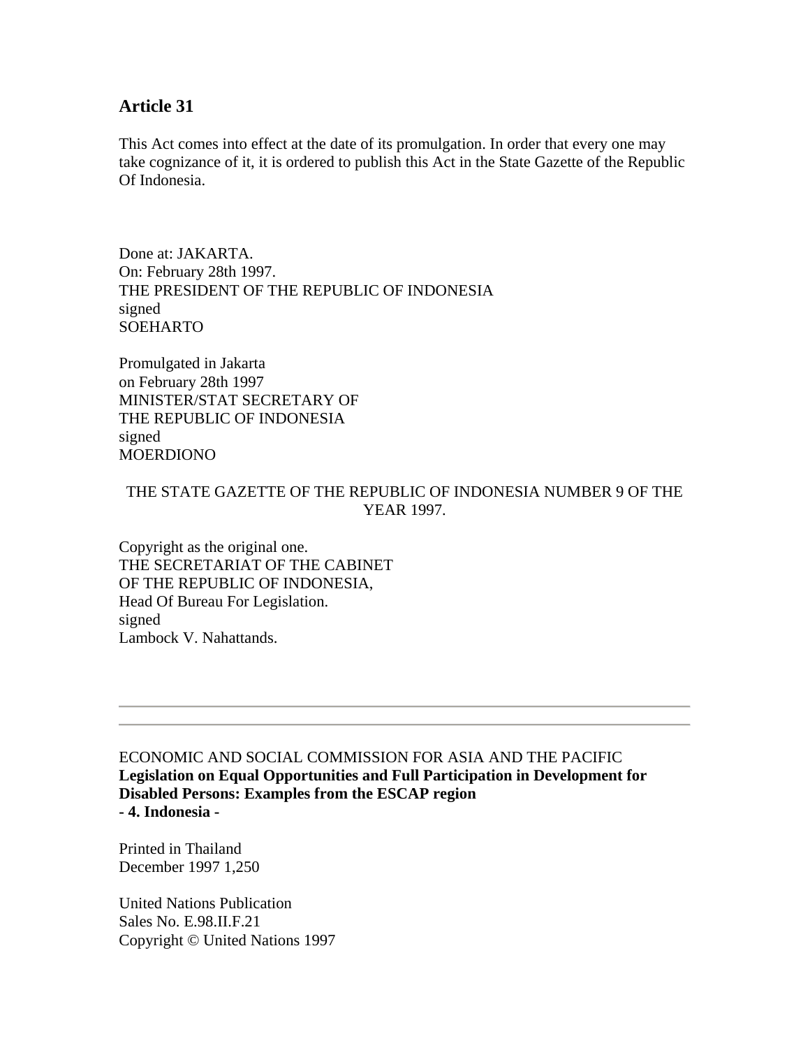## Article 31

This Act comes into effect at the date of its promulgation. In order that every one may take cognizance of it, it is ordered to publish this Act in the State Gazette of the Republic Of Indonesia.

Done at: JAKARTA.
On: February 28th 1997.
THE PRESIDENT OF THE REPUBLIC OF INDONESIA
signed
SOEHARTO

Promulgated in Jakarta
on February 28th 1997
MINISTER/STAT SECRETARY OF
THE REPUBLIC OF INDONESIA
signed
MOERDIONO

THE STATE GAZETTE OF THE REPUBLIC OF INDONESIA NUMBER 9 OF THE YEAR 1997.

Copyright as the original one.
THE SECRETARIAT OF THE CABINET
OF THE REPUBLIC OF INDONESIA,
Head Of Bureau For Legislation.
signed
Lambock V. Nahattands.

---

ECONOMIC AND SOCIAL COMMISSION FOR ASIA AND THE PACIFIC
**Legislation on Equal Opportunities and Full Participation in Development for Disabled Persons: Examples from the ESCAP region**
**- 4. Indonesia -**

Printed in Thailand
December 1997 1,250

United Nations Publication
Sales No. E.98.II.F.21
Copyright © United Nations 1997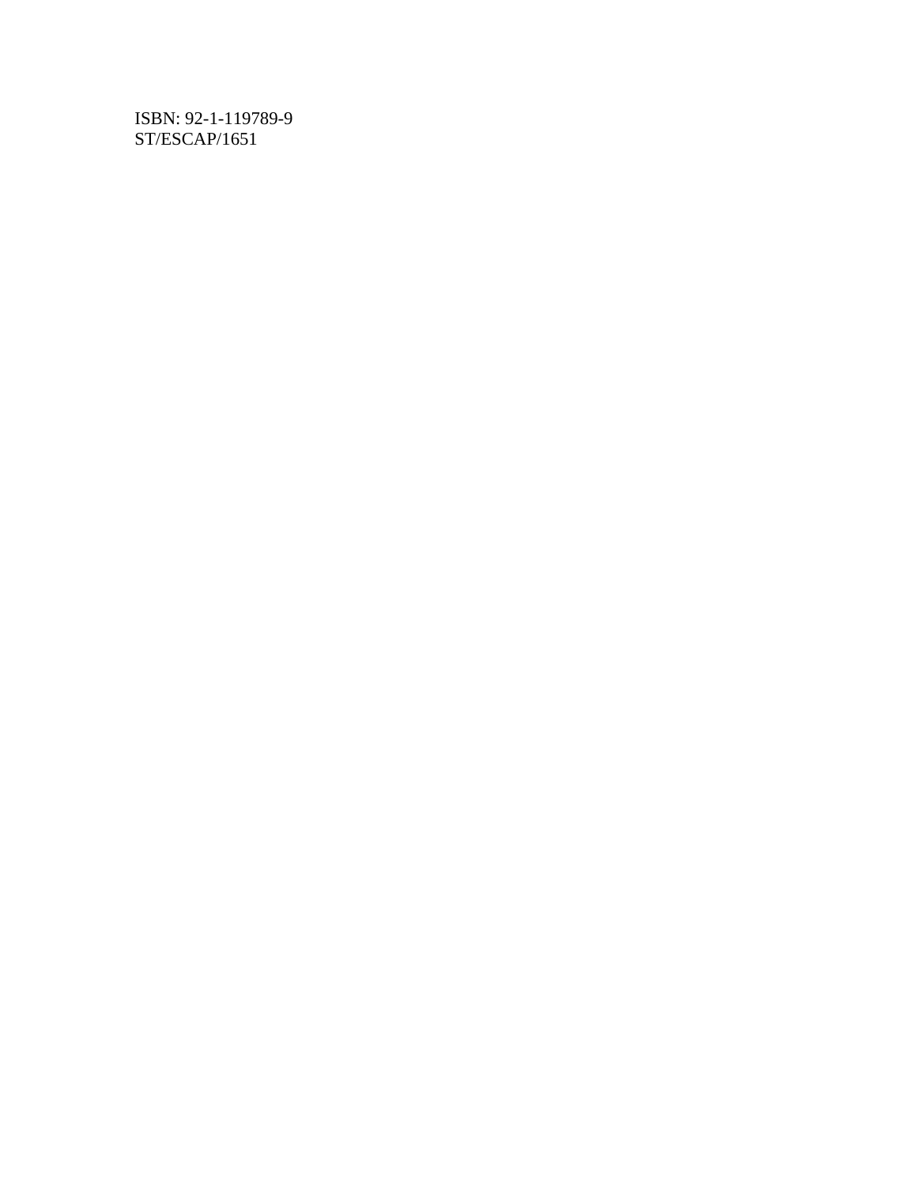ISBN: 92-1-119789-9
ST/ESCAP/1651